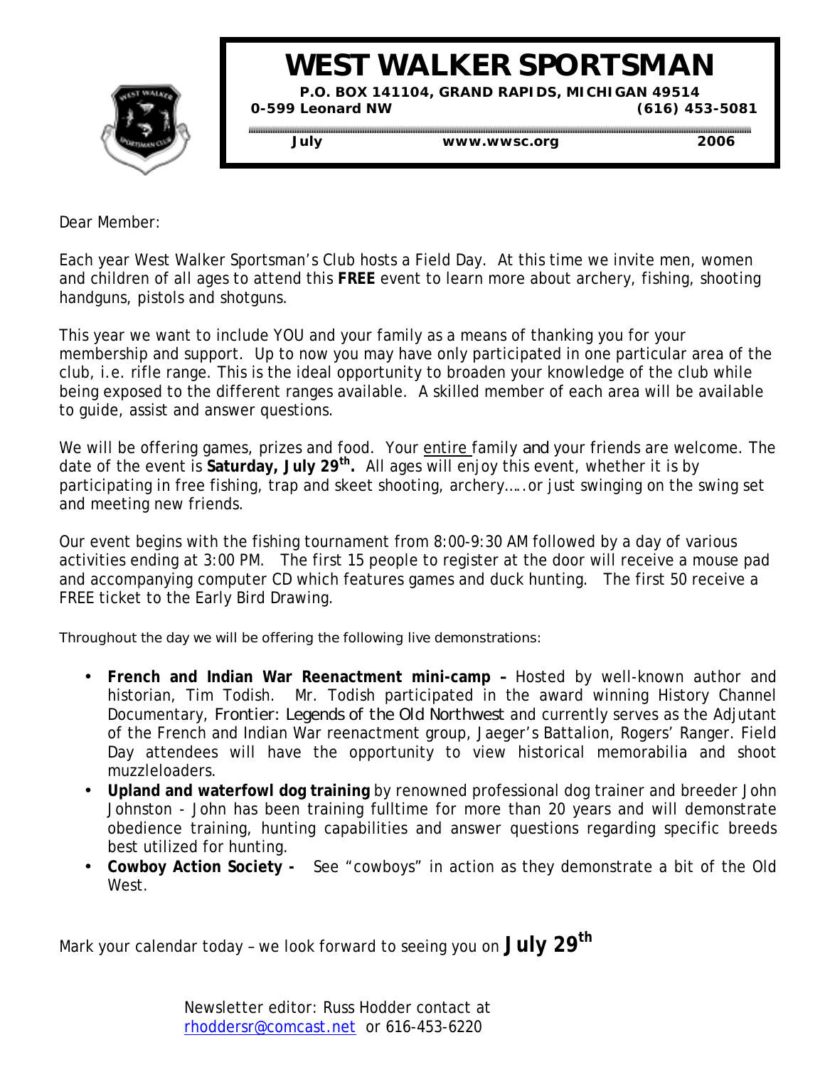# WEST WALKER SPORTSMAN

**P.O. BOX 141104, GRAND RAPIDS, MICHIGAN 49514**

**0-599 Leonard NW** **(616) 453-5081**

**July** **www.wwsc.org** **2006**

Dear Member:

Each year West Walker Sportsman's Club hosts a Field Day. At this time we invite men, women and children of all ages to attend this **FREE** event to learn more about archery, fishing, shooting handguns, pistols and shotguns.

This year we want to include YOU and your family as a means of thanking you for your membership and support. Up to now you may have only participated in one particular area of the club, i.e. rifle range. This is the ideal opportunity to broaden your knowledge of the club while being exposed to the different ranges available. A skilled member of each area will be available to guide, assist and answer questions.

We will be offering games, prizes and food. Your entire family and your friends are welcome. The date of the event is **Saturday, July 29th.** All ages will enjoy this event, whether it is by participating in free fishing, trap and skeet shooting, archery…..or just swinging on the swing set and meeting new friends.

Our event begins with the fishing tournament from 8:00-9:30 AM followed by a day of various activities ending at 3:00 PM. The first 15 people to register at the door will receive a mouse pad and accompanying computer CD which features games and duck hunting. The first 50 receive a FREE ticket to the Early Bird Drawing.

Throughout the day we will be offering the following live demonstrations:

- **French and Indian War Reenactment mini-camp –** Hosted by well-known author and historian, Tim Todish. Mr. Todish participated in the award winning History Channel Documentary, *Frontier: Legends of the Old Northwest* and currently serves as the Adjutant of the French and Indian War reenactment group, Jaeger's Battalion, Rogers' Ranger. Field Day attendees will have the opportunity to view historical memorabilia and shoot muzzleloaders.
- **Upland and waterfowl dog training** by renowned professional dog trainer and breeder John Johnston - John has been training fulltime for more than 20 years and will demonstrate obedience training, hunting capabilities and answer questions regarding specific breeds best utilized for hunting.
- **Cowboy Action Society -** See "cowboys" in action as they demonstrate a bit of the Old West.

Mark your calendar today – we look forward to seeing you on **July 29th**

Newsletter editor: Russ Hodder contact at rhoddersr@comcast.net or 616-453-6220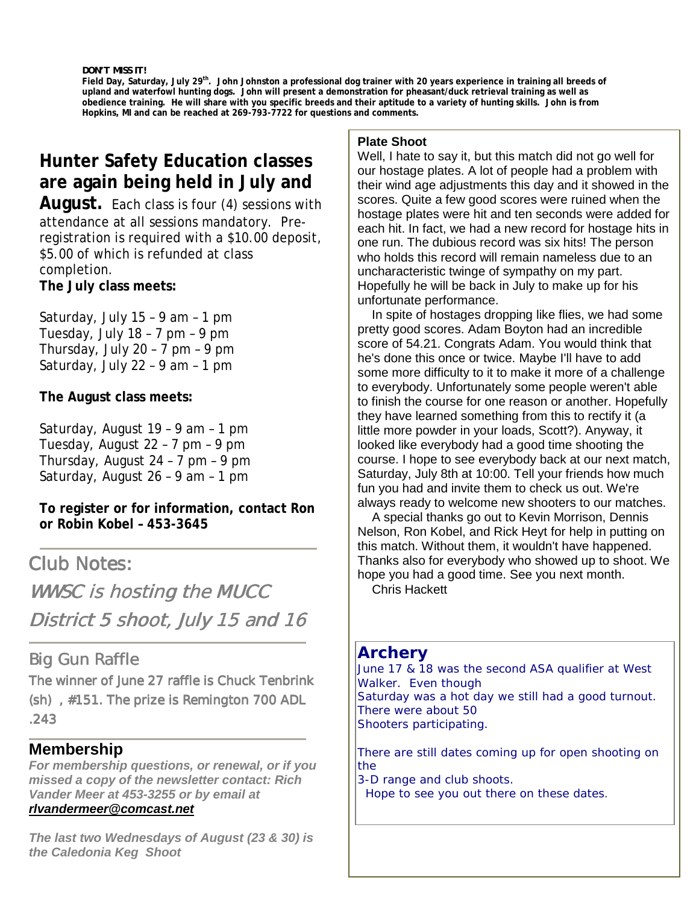**DON'T MISS IT!**

**Field Day, Saturday, July 29th. John Johnston a professional dog trainer with 20 years experience in training all breeds of upland and waterfowl hunting dogs. John will present a demonstration for pheasant/duck retrieval training as well as obedience training. He will share with you specific breeds and their aptitude to a variety of hunting skills. John is from Hopkins, MI and can be reached at 269-793-7722 for questions and comments.**

## Hunter Safety Education classes are again being held in July and August.

Each class is four (4) sessions with attendance at all sessions mandatory. Pre-registration is required with a $10.00 deposit, $5.00 of which is refunded at class completion.

**The July class meets:**

Saturday, July 15 – 9 am – 1 pm
Tuesday, July 18 – 7 pm – 9 pm
Thursday, July 20 – 7 pm – 9 pm
Saturday, July 22 – 9 am – 1 pm

**The August class meets:**

Saturday, August 19 – 9 am – 1 pm
Tuesday, August 22 – 7 pm – 9 pm
Thursday, August 24 – 7 pm – 9 pm
Saturday, August 26 – 9 am – 1 pm

**To register or for information, contact Ron or Robin Kobel – 453-3645**

## Club Notes:

*WWSC is hosting the MUCC District 5 shoot, July 15 and 16*

## Big Gun Raffle

The winner of June 27 raffle is Chuck Tenbrink (sh) , #151. The prize is Remington 700 ADL .243

## Membership

***For membership questions, or renewal, or if you missed a copy of the newsletter contact: Rich Vander Meer at 453-3255 or by email at rlvandermeer@comcast.net***

***The last two Wednesdays of August (23 & 30) is the Caledonia Keg Shoot***

### Plate Shoot

Well, I hate to say it, but this match did not go well for our hostage plates. A lot of people had a problem with their wind age adjustments this day and it showed in the scores. Quite a few good scores were ruined when the hostage plates were hit and ten seconds were added for each hit. In fact, we had a new record for hostage hits in one run. The dubious record was six hits! The person who holds this record will remain nameless due to an uncharacteristic twinge of sympathy on my part. Hopefully he will be back in July to make up for his unfortunate performance.

In spite of hostages dropping like flies, we had some pretty good scores. Adam Boyton had an incredible score of 54.21. Congrats Adam. You would think that he's done this once or twice. Maybe I'll have to add some more difficulty to it to make it more of a challenge to everybody. Unfortunately some people weren't able to finish the course for one reason or another. Hopefully they have learned something from this to rectify it (a little more powder in your loads, Scott?). Anyway, it looked like everybody had a good time shooting the course. I hope to see everybody back at our next match, Saturday, July 8th at 10:00. Tell your friends how much fun you had and invite them to check us out. We're always ready to welcome new shooters to our matches.

A special thanks go out to Kevin Morrison, Dennis Nelson, Ron Kobel, and Rick Heyt for help in putting on this match. Without them, it wouldn't have happened. Thanks also for everybody who showed up to shoot. We hope you had a good time. See you next month.

Chris Hackett

## Archery

June 17 & 18 was the second ASA qualifier at West Walker. Even though Saturday was a hot day we still had a good turnout. There were about 50 Shooters participating.

There are still dates coming up for open shooting on the 3-D range and club shoots.
Hope to see you out there on these dates.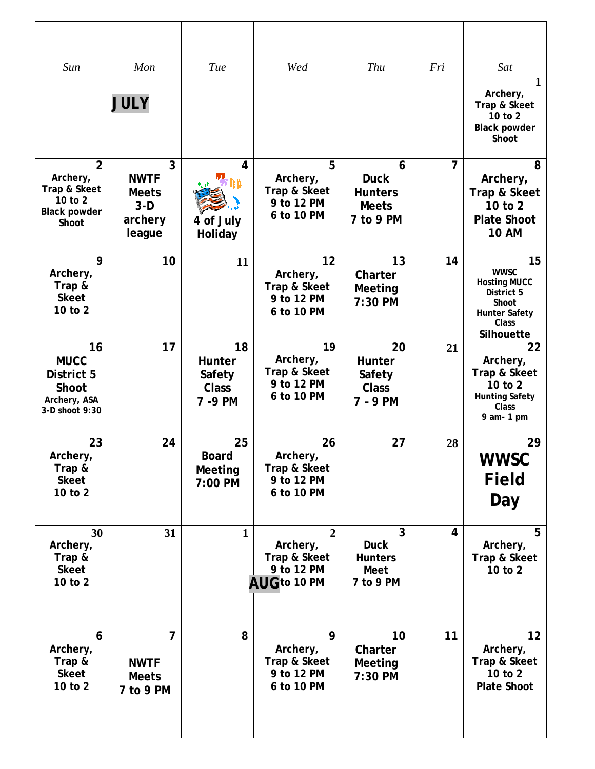| Sun | Mon | Tue | Wed | Thu | Fri | Sat |
|---|---|---|---|---|---|---|
| | **JULY** | | | | | **1** Archery, Trap & Skeet 10 to 2 Black powder Shoot |
| **2** Archery, Trap & Skeet 10 to 2 Black powder Shoot | **3** NWTF Meets 3-D archery league | **4** 4 of July Holiday | **5** Archery, Trap & Skeet 9 to 12 PM 6 to 10 PM | **6** Duck Hunters Meets 7 to 9 PM | **7** | **8** Archery, Trap & Skeet 10 to 2 Plate Shoot 10 AM |
| **9** Archery, Trap & Skeet 10 to 2 | **10** | **11** | **12** Archery, Trap & Skeet 9 to 12 PM 6 to 10 PM | **13** Charter Meeting 7:30 PM | **14** | **15** WWSC Hosting MUCC District 5 Shoot Hunter Safety Class Silhouette |
| **16** MUCC District 5 Shoot Archery, ASA 3-D shoot 9:30 | **17** | **18** Hunter Safety Class 7 -9 PM | **19** Archery, Trap & Skeet 9 to 12 PM 6 to 10 PM | **20** Hunter Safety Class 7 – 9 PM | **21** | **22** Archery, Trap & Skeet 10 to 2 Hunting Safety Class 9 am- 1 pm |
| **23** Archery, Trap & Skeet 10 to 2 | **24** | **25** Board Meeting 7:00 PM | **26** Archery, Trap & Skeet 9 to 12 PM 6 to 10 PM | **27** | **28** | **29** **WWSC Field Day** |
| **30** Archery, Trap & Skeet 10 to 2 | **31** | **1** | **2** Archery, Trap & Skeet 9 to 12 PM **AUG** 6 to 10 PM | **3** Duck Hunters Meet 7 to 9 PM | **4** | **5** Archery, Trap & Skeet 10 to 2 |
| **6** Archery, Trap & Skeet 10 to 2 | **7** NWTF Meets 7 to 9 PM | **8** | **9** Archery, Trap & Skeet 9 to 12 PM 6 to 10 PM | **10** Charter Meeting 7:30 PM | **11** | **12** Archery, Trap & Skeet 10 to 2 Plate Shoot |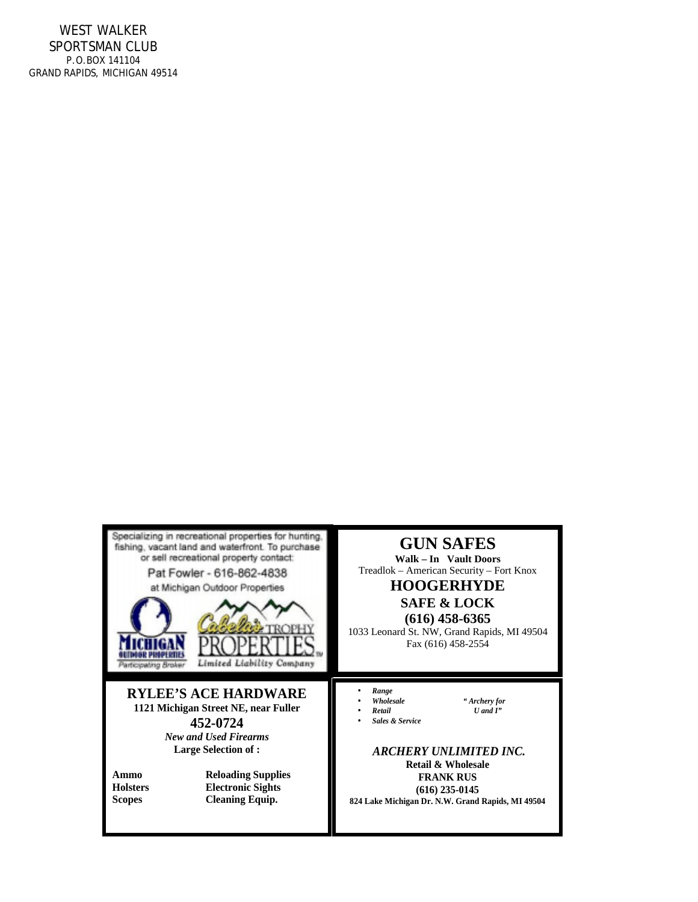WEST WALKER
SPORTSMAN CLUB
P.O. BOX 141104
GRAND RAPIDS, MICHIGAN 49514

Specializing in recreational properties for hunting, fishing, vacant land and waterfront. To purchase or sell recreational property contact:

Pat Fowler - 616-862-4838

at Michigan Outdoor Properties

MICHIGAN OUTDOOR PROPERTIES
Participating Broker

Cabela's TROPHY PROPERTIES
Limited Liability Company

## GUN SAFES

**Walk – In Vault Doors**

Treadlok – American Security – Fort Knox

## HOOGERHYDE

### SAFE & LOCK

### (616) 458-6365

1033 Leonard St. NW, Grand Rapids, MI 49504

Fax (616) 458-2554

## RYLEE'S ACE HARDWARE

**1121 Michigan Street NE, near Fuller**

### 452-0724

***New and Used Firearms***

**Large Selection of :**

| | |
|---|---|
| **Ammo** | **Reloading Supplies** |
| **Holsters** | **Electronic Sights** |
| **Scopes** | **Cleaning Equip.** |

- ***Range***
- ***Wholesale***
- ***Retail***
- ***Sales & Service***

***" Archery for U and I"***

***ARCHERY UNLIMITED INC.***

**Retail & Wholesale**

**FRANK RUS**

**(616) 235-0145**

**824 Lake Michigan Dr. N.W. Grand Rapids, MI 49504**